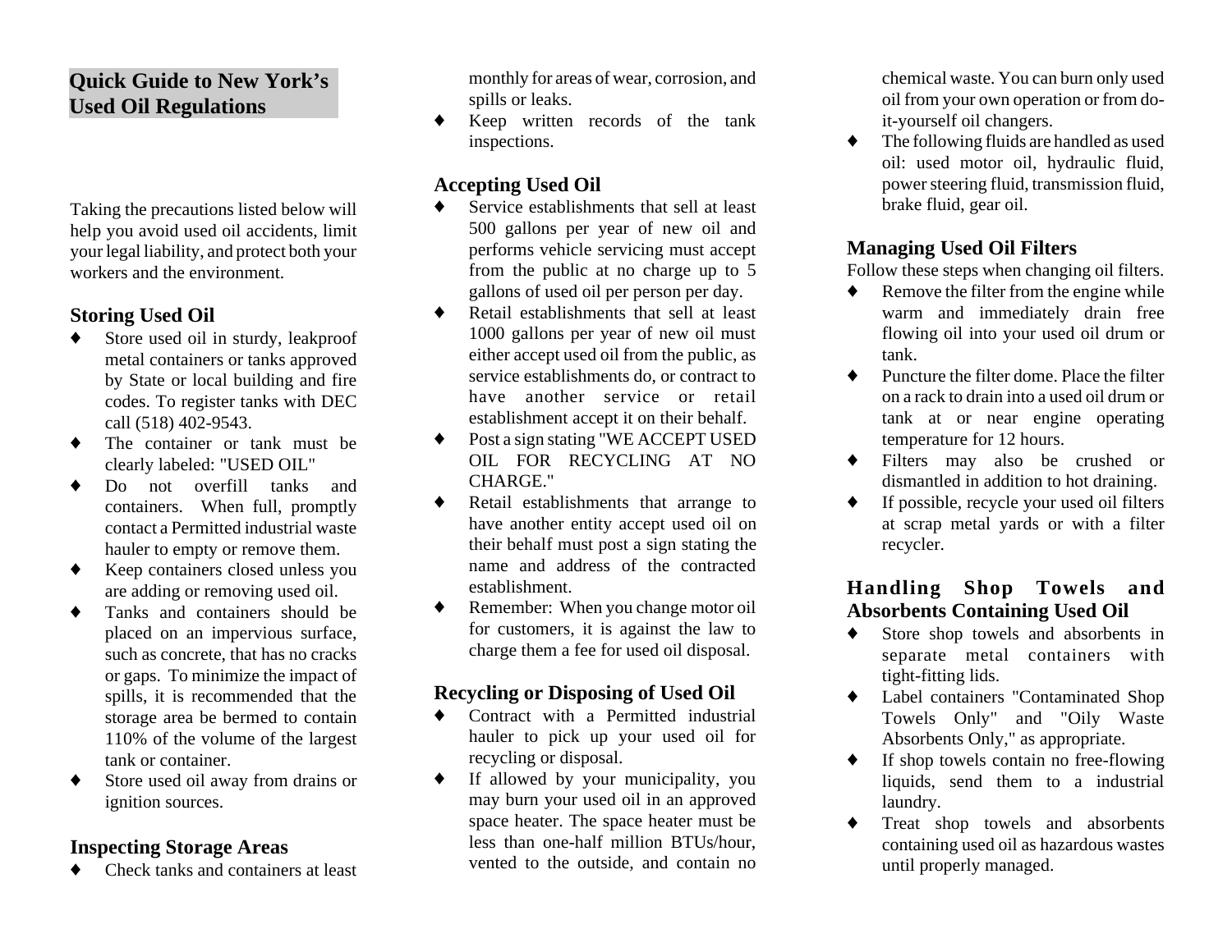# Quick Guide to New York's Used Oil Regulations

Taking the precautions listed below will help you avoid used oil accidents, limit your legal liability, and protect both your workers and the environment.

## Storing Used Oil

- Store used oil in sturdy, leakproof metal containers or tanks approved by State or local building and fire codes. To register tanks with DEC call (518) 402-9543.
- The container or tank must be clearly labeled: "USED OIL"
- Do not overfill tanks and containers. When full, promptly contact a Permitted industrial waste hauler to empty or remove them.
- Keep containers closed unless you are adding or removing used oil.
- Tanks and containers should be placed on an impervious surface, such as concrete, that has no cracks or gaps. To minimize the impact of spills, it is recommended that the storage area be bermed to contain 110% of the volume of the largest tank or container.
- Store used oil away from drains or ignition sources.

## Inspecting Storage Areas

- Check tanks and containers at least monthly for areas of wear, corrosion, and spills or leaks.
- Keep written records of the tank inspections.

## Accepting Used Oil

- Service establishments that sell at least 500 gallons per year of new oil and performs vehicle servicing must accept from the public at no charge up to 5 gallons of used oil per person per day.
- Retail establishments that sell at least 1000 gallons per year of new oil must either accept used oil from the public, as service establishments do, or contract to have another service or retail establishment accept it on their behalf.
- Post a sign stating "WE ACCEPT USED OIL FOR RECYCLING AT NO CHARGE."
- Retail establishments that arrange to have another entity accept used oil on their behalf must post a sign stating the name and address of the contracted establishment.
- Remember: When you change motor oil for customers, it is against the law to charge them a fee for used oil disposal.

## Recycling or Disposing of Used Oil

- Contract with a Permitted industrial hauler to pick up your used oil for recycling or disposal.
- If allowed by your municipality, you may burn your used oil in an approved space heater. The space heater must be less than one-half million BTUs/hour, vented to the outside, and contain no chemical waste. You can burn only used oil from your own operation or from do-it-yourself oil changers.
- The following fluids are handled as used oil: used motor oil, hydraulic fluid, power steering fluid, transmission fluid, brake fluid, gear oil.

## Managing Used Oil Filters

Follow these steps when changing oil filters.

- Remove the filter from the engine while warm and immediately drain free flowing oil into your used oil drum or tank.
- Puncture the filter dome. Place the filter on a rack to drain into a used oil drum or tank at or near engine operating temperature for 12 hours.
- Filters may also be crushed or dismantled in addition to hot draining.
- If possible, recycle your used oil filters at scrap metal yards or with a filter recycler.

## Handling Shop Towels and Absorbents Containing Used Oil

- Store shop towels and absorbents in separate metal containers with tight-fitting lids.
- Label containers "Contaminated Shop Towels Only" and "Oily Waste Absorbents Only," as appropriate.
- If shop towels contain no free-flowing liquids, send them to a industrial laundry.
- Treat shop towels and absorbents containing used oil as hazardous wastes until properly managed.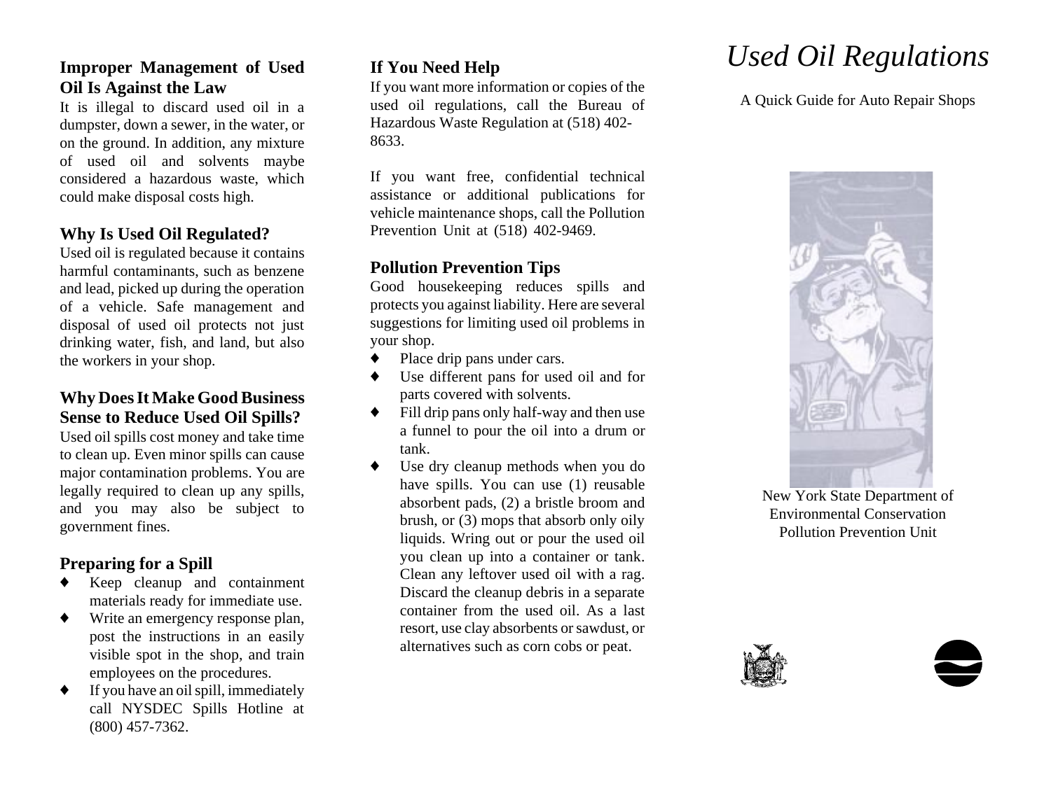## Improper Management of Used Oil Is Against the Law

It is illegal to discard used oil in a dumpster, down a sewer, in the water, or on the ground. In addition, any mixture of used oil and solvents maybe considered a hazardous waste, which could make disposal costs high.

## Why Is Used Oil Regulated?

Used oil is regulated because it contains harmful contaminants, such as benzene and lead, picked up during the operation of a vehicle. Safe management and disposal of used oil protects not just drinking water, fish, and land, but also the workers in your shop.

## Why Does It Make Good Business Sense to Reduce Used Oil Spills?

Used oil spills cost money and take time to clean up. Even minor spills can cause major contamination problems. You are legally required to clean up any spills, and you may also be subject to government fines.

## Preparing for a Spill

- Keep cleanup and containment materials ready for immediate use.
- Write an emergency response plan, post the instructions in an easily visible spot in the shop, and train employees on the procedures.
- If you have an oil spill, immediately call NYSDEC Spills Hotline at (800) 457-7362.

## If You Need Help

If you want more information or copies of the used oil regulations, call the Bureau of Hazardous Waste Regulation at (518) 402-8633.

If you want free, confidential technical assistance or additional publications for vehicle maintenance shops, call the Pollution Prevention Unit at (518) 402-9469.

## Pollution Prevention Tips

Good housekeeping reduces spills and protects you against liability. Here are several suggestions for limiting used oil problems in your shop.

- Place drip pans under cars.
- Use different pans for used oil and for parts covered with solvents.
- Fill drip pans only half-way and then use a funnel to pour the oil into a drum or tank.
- Use dry cleanup methods when you do have spills. You can use (1) reusable absorbent pads, (2) a bristle broom and brush, or (3) mops that absorb only oily liquids. Wring out or pour the used oil you clean up into a container or tank. Clean any leftover used oil with a rag. Discard the cleanup debris in a separate container from the used oil. As a last resort, use clay absorbents or sawdust, or alternatives such as corn cobs or peat.

# *Used Oil Regulations*

A Quick Guide for Auto Repair Shops

New York State Department of Environmental Conservation
Pollution Prevention Unit